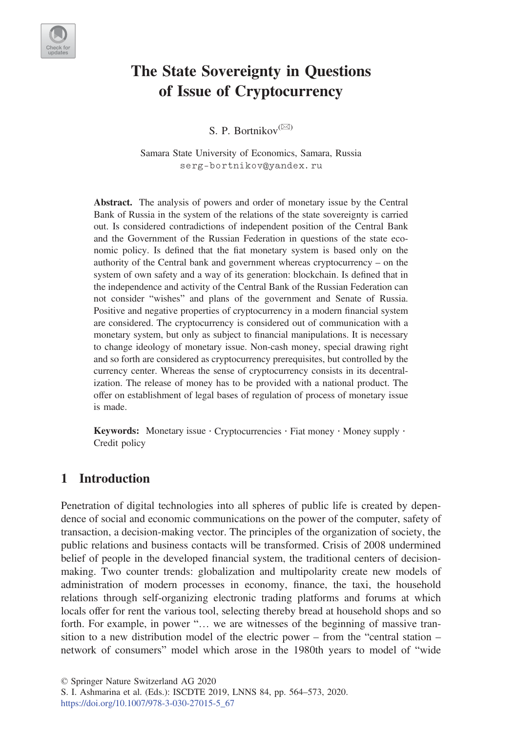# The State Sovereignty in Questions of Issue of Cryptocurrency

S. P. Bortnikov

Samara State University of Economics, Samara, Russia
serg-bortnikov@yandex.ru

**Abstract.** The analysis of powers and order of monetary issue by the Central Bank of Russia in the system of the relations of the state sovereignty is carried out. Is considered contradictions of independent position of the Central Bank and the Government of the Russian Federation in questions of the state economic policy. Is defined that the fiat monetary system is based only on the authority of the Central bank and government whereas cryptocurrency – on the system of own safety and a way of its generation: blockchain. Is defined that in the independence and activity of the Central Bank of the Russian Federation can not consider "wishes" and plans of the government and Senate of Russia. Positive and negative properties of cryptocurrency in a modern financial system are considered. The cryptocurrency is considered out of communication with a monetary system, but only as subject to financial manipulations. It is necessary to change ideology of monetary issue. Non-cash money, special drawing right and so forth are considered as cryptocurrency prerequisites, but controlled by the currency center. Whereas the sense of cryptocurrency consists in its decentralization. The release of money has to be provided with a national product. The offer on establishment of legal bases of regulation of process of monetary issue is made.

**Keywords:** Monetary issue · Cryptocurrencies · Fiat money · Money supply · Credit policy

## 1 Introduction

Penetration of digital technologies into all spheres of public life is created by dependence of social and economic communications on the power of the computer, safety of transaction, a decision-making vector. The principles of the organization of society, the public relations and business contacts will be transformed. Crisis of 2008 undermined belief of people in the developed financial system, the traditional centers of decision-making. Two counter trends: globalization and multipolarity create new models of administration of modern processes in economy, finance, the taxi, the household relations through self-organizing electronic trading platforms and forums at which locals offer for rent the various tool, selecting thereby bread at household shops and so forth. For example, in power "… we are witnesses of the beginning of massive transition to a new distribution model of the electric power – from the "central station – network of consumers" model which arose in the 1980th years to model of "wide

© Springer Nature Switzerland AG 2020
S. I. Ashmarina et al. (Eds.): ISCDTE 2019, LNNS 84, pp. 564–573, 2020.
https://doi.org/10.1007/978-3-030-27015-5_67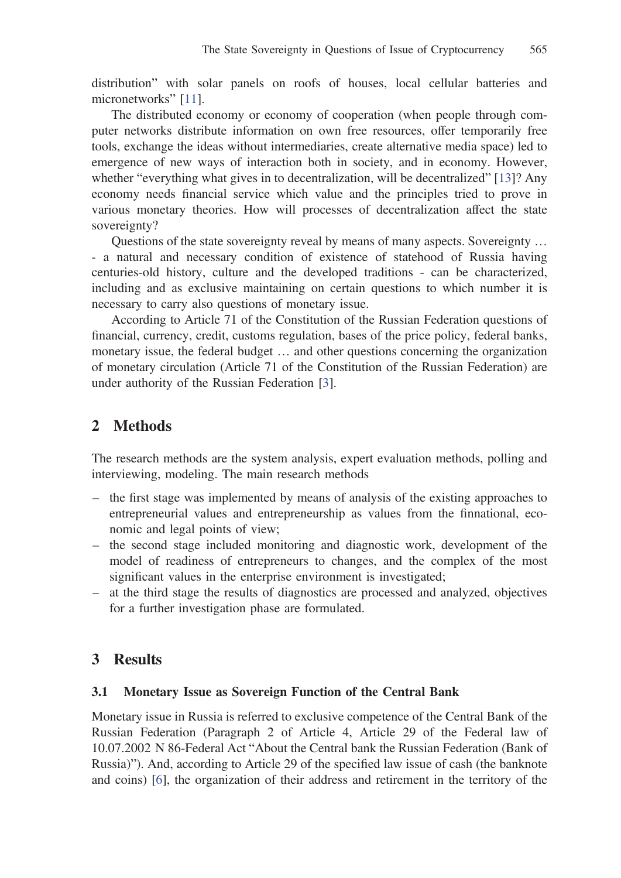distribution" with solar panels on roofs of houses, local cellular batteries and micronetworks" [11].

The distributed economy or economy of cooperation (when people through computer networks distribute information on own free resources, offer temporarily free tools, exchange the ideas without intermediaries, create alternative media space) led to emergence of new ways of interaction both in society, and in economy. However, whether "everything what gives in to decentralization, will be decentralized" [13]? Any economy needs financial service which value and the principles tried to prove in various monetary theories. How will processes of decentralization affect the state sovereignty?

Questions of the state sovereignty reveal by means of many aspects. Sovereignty … - a natural and necessary condition of existence of statehood of Russia having centuries-old history, culture and the developed traditions - can be characterized, including and as exclusive maintaining on certain questions to which number it is necessary to carry also questions of monetary issue.

According to Article 71 of the Constitution of the Russian Federation questions of financial, currency, credit, customs regulation, bases of the price policy, federal banks, monetary issue, the federal budget … and other questions concerning the organization of monetary circulation (Article 71 of the Constitution of the Russian Federation) are under authority of the Russian Federation [3].

## 2 Methods

The research methods are the system analysis, expert evaluation methods, polling and interviewing, modeling. The main research methods

- the first stage was implemented by means of analysis of the existing approaches to entrepreneurial values and entrepreneurship as values from the finnational, economic and legal points of view;
- the second stage included monitoring and diagnostic work, development of the model of readiness of entrepreneurs to changes, and the complex of the most significant values in the enterprise environment is investigated;
- at the third stage the results of diagnostics are processed and analyzed, objectives for a further investigation phase are formulated.

## 3 Results

### 3.1 Monetary Issue as Sovereign Function of the Central Bank

Monetary issue in Russia is referred to exclusive competence of the Central Bank of the Russian Federation (Paragraph 2 of Article 4, Article 29 of the Federal law of 10.07.2002 N 86-Federal Act "About the Central bank the Russian Federation (Bank of Russia)"). And, according to Article 29 of the specified law issue of cash (the banknote and coins) [6], the organization of their address and retirement in the territory of the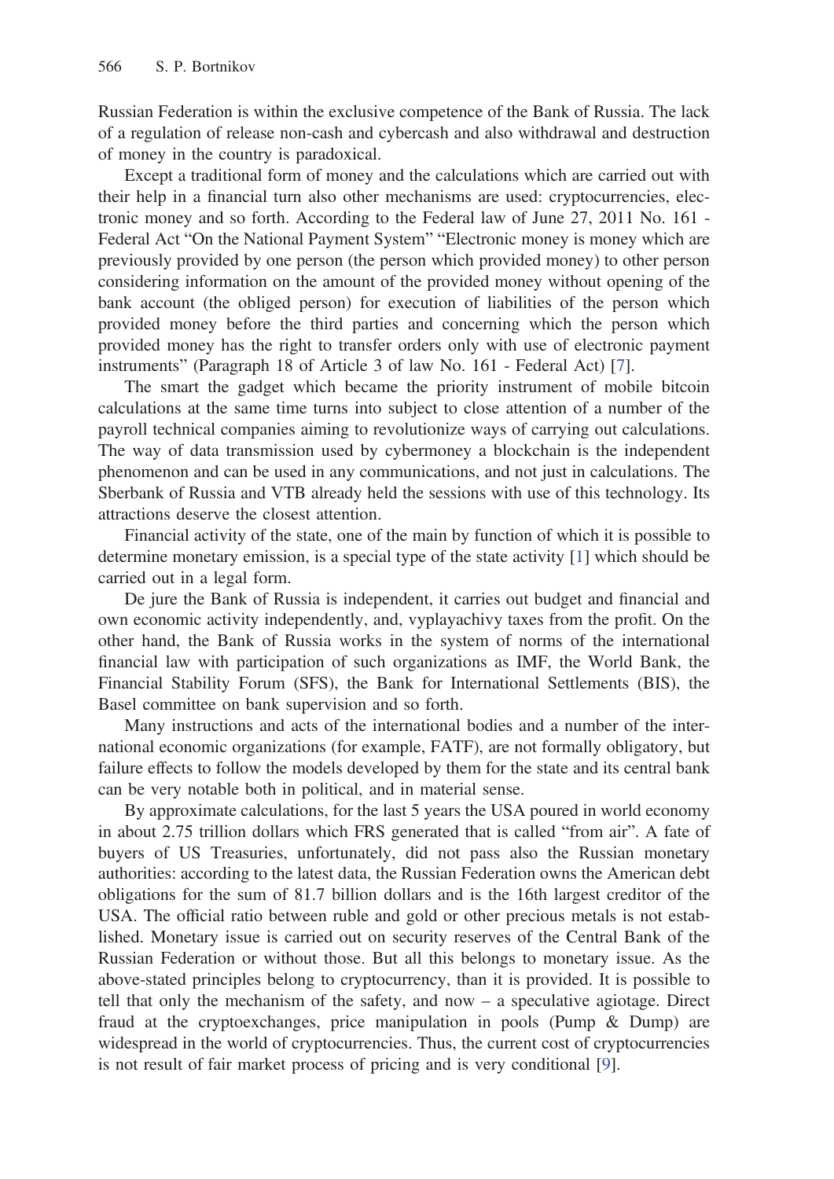Russian Federation is within the exclusive competence of the Bank of Russia. The lack of a regulation of release non-cash and cybercash and also withdrawal and destruction of money in the country is paradoxical.

Except a traditional form of money and the calculations which are carried out with their help in a financial turn also other mechanisms are used: cryptocurrencies, electronic money and so forth. According to the Federal law of June 27, 2011 No. 161 - Federal Act "On the National Payment System" "Electronic money is money which are previously provided by one person (the person which provided money) to other person considering information on the amount of the provided money without opening of the bank account (the obliged person) for execution of liabilities of the person which provided money before the third parties and concerning which the person which provided money has the right to transfer orders only with use of electronic payment instruments" (Paragraph 18 of Article 3 of law No. 161 - Federal Act) [7].

The smart the gadget which became the priority instrument of mobile bitcoin calculations at the same time turns into subject to close attention of a number of the payroll technical companies aiming to revolutionize ways of carrying out calculations. The way of data transmission used by cybermoney a blockchain is the independent phenomenon and can be used in any communications, and not just in calculations. The Sberbank of Russia and VTB already held the sessions with use of this technology. Its attractions deserve the closest attention.

Financial activity of the state, one of the main by function of which it is possible to determine monetary emission, is a special type of the state activity [1] which should be carried out in a legal form.

De jure the Bank of Russia is independent, it carries out budget and financial and own economic activity independently, and, vyplayachivy taxes from the profit. On the other hand, the Bank of Russia works in the system of norms of the international financial law with participation of such organizations as IMF, the World Bank, the Financial Stability Forum (SFS), the Bank for International Settlements (BIS), the Basel committee on bank supervision and so forth.

Many instructions and acts of the international bodies and a number of the international economic organizations (for example, FATF), are not formally obligatory, but failure effects to follow the models developed by them for the state and its central bank can be very notable both in political, and in material sense.

By approximate calculations, for the last 5 years the USA poured in world economy in about 2.75 trillion dollars which FRS generated that is called "from air". A fate of buyers of US Treasuries, unfortunately, did not pass also the Russian monetary authorities: according to the latest data, the Russian Federation owns the American debt obligations for the sum of 81.7 billion dollars and is the 16th largest creditor of the USA. The official ratio between ruble and gold or other precious metals is not established. Monetary issue is carried out on security reserves of the Central Bank of the Russian Federation or without those. But all this belongs to monetary issue. As the above-stated principles belong to cryptocurrency, than it is provided. It is possible to tell that only the mechanism of the safety, and now – a speculative agiotage. Direct fraud at the cryptoexchanges, price manipulation in pools (Pump & Dump) are widespread in the world of cryptocurrencies. Thus, the current cost of cryptocurrencies is not result of fair market process of pricing and is very conditional [9].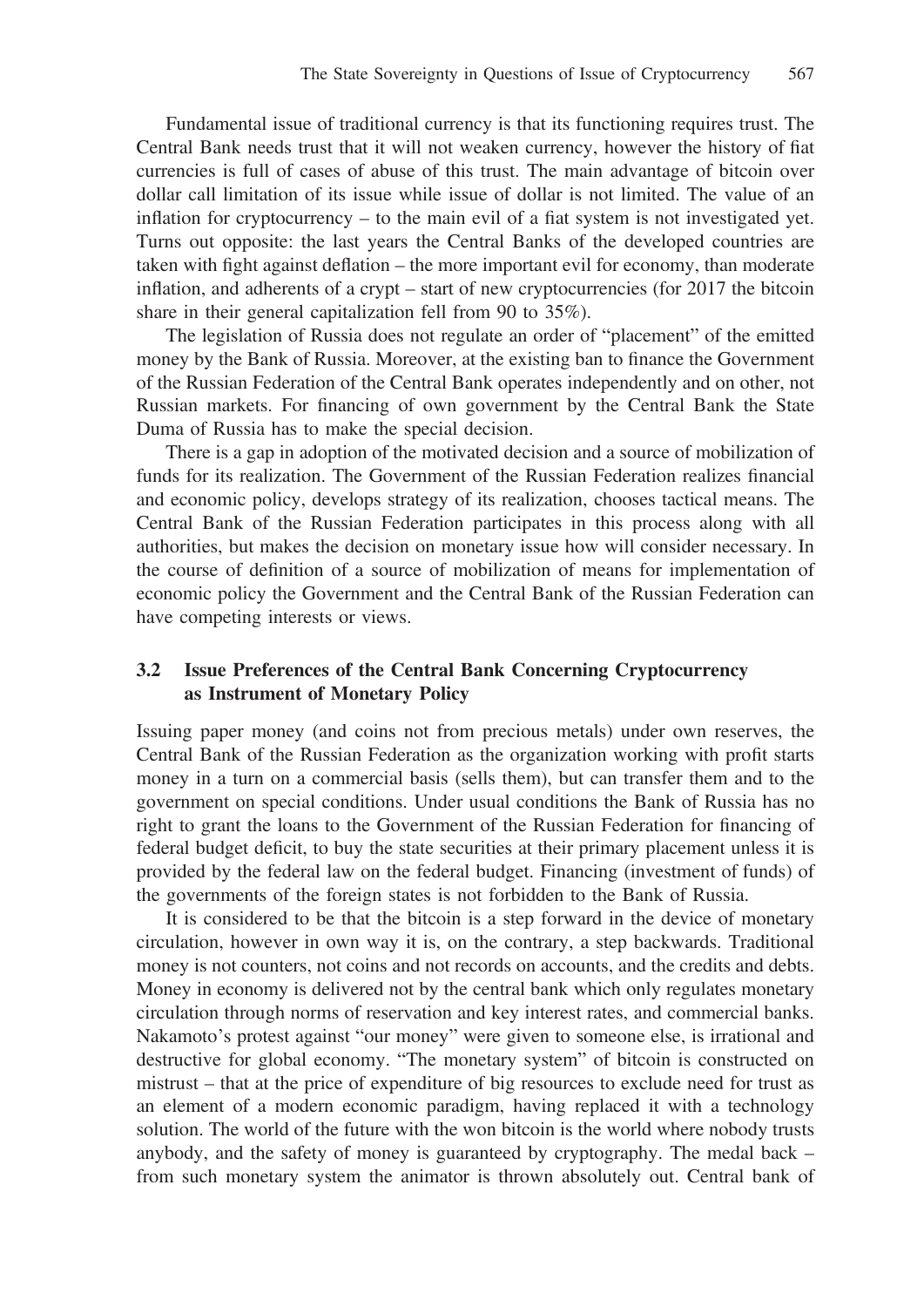Fundamental issue of traditional currency is that its functioning requires trust. The Central Bank needs trust that it will not weaken currency, however the history of fiat currencies is full of cases of abuse of this trust. The main advantage of bitcoin over dollar call limitation of its issue while issue of dollar is not limited. The value of an inflation for cryptocurrency – to the main evil of a fiat system is not investigated yet. Turns out opposite: the last years the Central Banks of the developed countries are taken with fight against deflation – the more important evil for economy, than moderate inflation, and adherents of a crypt – start of new cryptocurrencies (for 2017 the bitcoin share in their general capitalization fell from 90 to 35%).

The legislation of Russia does not regulate an order of "placement" of the emitted money by the Bank of Russia. Moreover, at the existing ban to finance the Government of the Russian Federation of the Central Bank operates independently and on other, not Russian markets. For financing of own government by the Central Bank the State Duma of Russia has to make the special decision.

There is a gap in adoption of the motivated decision and a source of mobilization of funds for its realization. The Government of the Russian Federation realizes financial and economic policy, develops strategy of its realization, chooses tactical means. The Central Bank of the Russian Federation participates in this process along with all authorities, but makes the decision on monetary issue how will consider necessary. In the course of definition of a source of mobilization of means for implementation of economic policy the Government and the Central Bank of the Russian Federation can have competing interests or views.

### 3.2 Issue Preferences of the Central Bank Concerning Cryptocurrency as Instrument of Monetary Policy

Issuing paper money (and coins not from precious metals) under own reserves, the Central Bank of the Russian Federation as the organization working with profit starts money in a turn on a commercial basis (sells them), but can transfer them and to the government on special conditions. Under usual conditions the Bank of Russia has no right to grant the loans to the Government of the Russian Federation for financing of federal budget deficit, to buy the state securities at their primary placement unless it is provided by the federal law on the federal budget. Financing (investment of funds) of the governments of the foreign states is not forbidden to the Bank of Russia.

It is considered to be that the bitcoin is a step forward in the device of monetary circulation, however in own way it is, on the contrary, a step backwards. Traditional money is not counters, not coins and not records on accounts, and the credits and debts. Money in economy is delivered not by the central bank which only regulates monetary circulation through norms of reservation and key interest rates, and commercial banks. Nakamoto's protest against "our money" were given to someone else, is irrational and destructive for global economy. "The monetary system" of bitcoin is constructed on mistrust – that at the price of expenditure of big resources to exclude need for trust as an element of a modern economic paradigm, having replaced it with a technology solution. The world of the future with the won bitcoin is the world where nobody trusts anybody, and the safety of money is guaranteed by cryptography. The medal back – from such monetary system the animator is thrown absolutely out. Central bank of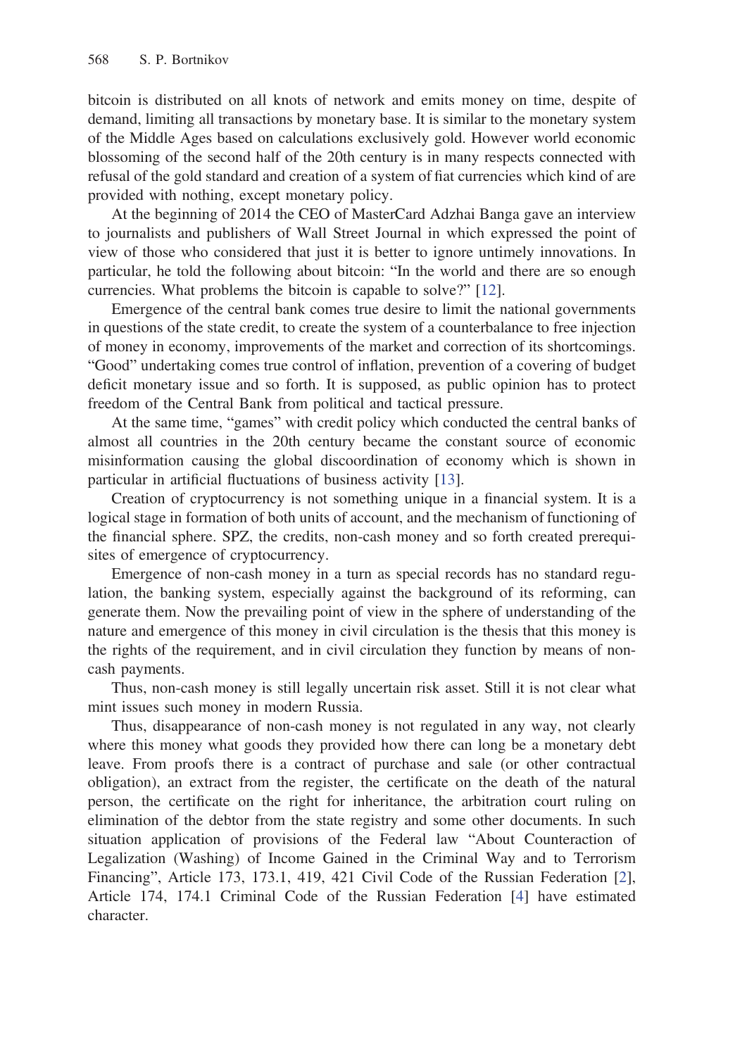bitcoin is distributed on all knots of network and emits money on time, despite of demand, limiting all transactions by monetary base. It is similar to the monetary system of the Middle Ages based on calculations exclusively gold. However world economic blossoming of the second half of the 20th century is in many respects connected with refusal of the gold standard and creation of a system of fiat currencies which kind of are provided with nothing, except monetary policy.

At the beginning of 2014 the CEO of MasterCard Adzhai Banga gave an interview to journalists and publishers of Wall Street Journal in which expressed the point of view of those who considered that just it is better to ignore untimely innovations. In particular, he told the following about bitcoin: "In the world and there are so enough currencies. What problems the bitcoin is capable to solve?" [12].

Emergence of the central bank comes true desire to limit the national governments in questions of the state credit, to create the system of a counterbalance to free injection of money in economy, improvements of the market and correction of its shortcomings. "Good" undertaking comes true control of inflation, prevention of a covering of budget deficit monetary issue and so forth. It is supposed, as public opinion has to protect freedom of the Central Bank from political and tactical pressure.

At the same time, "games" with credit policy which conducted the central banks of almost all countries in the 20th century became the constant source of economic misinformation causing the global discoordination of economy which is shown in particular in artificial fluctuations of business activity [13].

Creation of cryptocurrency is not something unique in a financial system. It is a logical stage in formation of both units of account, and the mechanism of functioning of the financial sphere. SPZ, the credits, non-cash money and so forth created prerequisites of emergence of cryptocurrency.

Emergence of non-cash money in a turn as special records has no standard regulation, the banking system, especially against the background of its reforming, can generate them. Now the prevailing point of view in the sphere of understanding of the nature and emergence of this money in civil circulation is the thesis that this money is the rights of the requirement, and in civil circulation they function by means of non-cash payments.

Thus, non-cash money is still legally uncertain risk asset. Still it is not clear what mint issues such money in modern Russia.

Thus, disappearance of non-cash money is not regulated in any way, not clearly where this money what goods they provided how there can long be a monetary debt leave. From proofs there is a contract of purchase and sale (or other contractual obligation), an extract from the register, the certificate on the death of the natural person, the certificate on the right for inheritance, the arbitration court ruling on elimination of the debtor from the state registry and some other documents. In such situation application of provisions of the Federal law "About Counteraction of Legalization (Washing) of Income Gained in the Criminal Way and to Terrorism Financing", Article 173, 173.1, 419, 421 Civil Code of the Russian Federation [2], Article 174, 174.1 Criminal Code of the Russian Federation [4] have estimated character.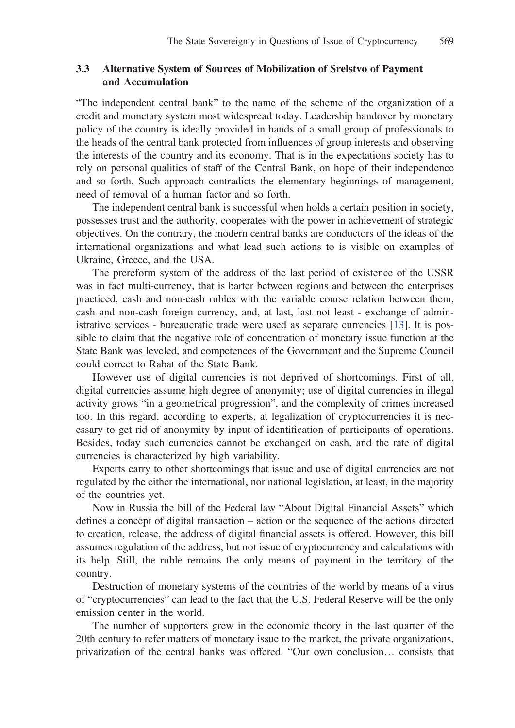### 3.3 Alternative System of Sources of Mobilization of Srelstvo of Payment and Accumulation

"The independent central bank" to the name of the scheme of the organization of a credit and monetary system most widespread today. Leadership handover by monetary policy of the country is ideally provided in hands of a small group of professionals to the heads of the central bank protected from influences of group interests and observing the interests of the country and its economy. That is in the expectations society has to rely on personal qualities of staff of the Central Bank, on hope of their independence and so forth. Such approach contradicts the elementary beginnings of management, need of removal of a human factor and so forth.

The independent central bank is successful when holds a certain position in society, possesses trust and the authority, cooperates with the power in achievement of strategic objectives. On the contrary, the modern central banks are conductors of the ideas of the international organizations and what lead such actions to is visible on examples of Ukraine, Greece, and the USA.

The prereform system of the address of the last period of existence of the USSR was in fact multi-currency, that is barter between regions and between the enterprises practiced, cash and non-cash rubles with the variable course relation between them, cash and non-cash foreign currency, and, at last, last not least - exchange of administrative services - bureaucratic trade were used as separate currencies [13]. It is possible to claim that the negative role of concentration of monetary issue function at the State Bank was leveled, and competences of the Government and the Supreme Council could correct to Rabat of the State Bank.

However use of digital currencies is not deprived of shortcomings. First of all, digital currencies assume high degree of anonymity; use of digital currencies in illegal activity grows "in a geometrical progression", and the complexity of crimes increased too. In this regard, according to experts, at legalization of cryptocurrencies it is necessary to get rid of anonymity by input of identification of participants of operations. Besides, today such currencies cannot be exchanged on cash, and the rate of digital currencies is characterized by high variability.

Experts carry to other shortcomings that issue and use of digital currencies are not regulated by the either the international, nor national legislation, at least, in the majority of the countries yet.

Now in Russia the bill of the Federal law "About Digital Financial Assets" which defines a concept of digital transaction – action or the sequence of the actions directed to creation, release, the address of digital financial assets is offered. However, this bill assumes regulation of the address, but not issue of cryptocurrency and calculations with its help. Still, the ruble remains the only means of payment in the territory of the country.

Destruction of monetary systems of the countries of the world by means of a virus of "cryptocurrencies" can lead to the fact that the U.S. Federal Reserve will be the only emission center in the world.

The number of supporters grew in the economic theory in the last quarter of the 20th century to refer matters of monetary issue to the market, the private organizations, privatization of the central banks was offered. "Our own conclusion… consists that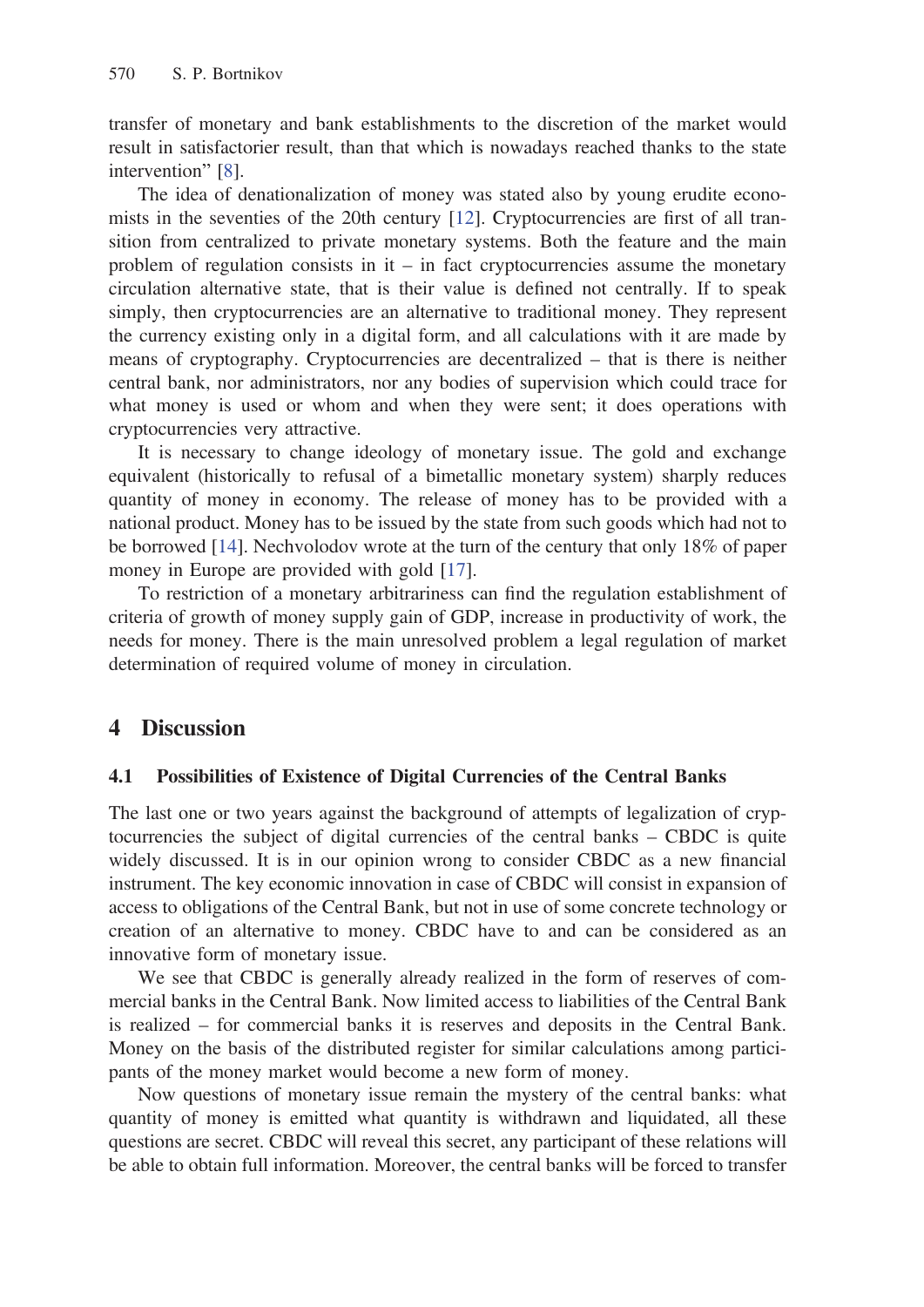transfer of monetary and bank establishments to the discretion of the market would result in satisfactorier result, than that which is nowadays reached thanks to the state intervention" [8].

The idea of denationalization of money was stated also by young erudite economists in the seventies of the 20th century [12]. Cryptocurrencies are first of all transition from centralized to private monetary systems. Both the feature and the main problem of regulation consists in it – in fact cryptocurrencies assume the monetary circulation alternative state, that is their value is defined not centrally. If to speak simply, then cryptocurrencies are an alternative to traditional money. They represent the currency existing only in a digital form, and all calculations with it are made by means of cryptography. Cryptocurrencies are decentralized – that is there is neither central bank, nor administrators, nor any bodies of supervision which could trace for what money is used or whom and when they were sent; it does operations with cryptocurrencies very attractive.

It is necessary to change ideology of monetary issue. The gold and exchange equivalent (historically to refusal of a bimetallic monetary system) sharply reduces quantity of money in economy. The release of money has to be provided with a national product. Money has to be issued by the state from such goods which had not to be borrowed [14]. Nechvolodov wrote at the turn of the century that only 18% of paper money in Europe are provided with gold [17].

To restriction of a monetary arbitrariness can find the regulation establishment of criteria of growth of money supply gain of GDP, increase in productivity of work, the needs for money. There is the main unresolved problem a legal regulation of market determination of required volume of money in circulation.

## 4 Discussion

### 4.1 Possibilities of Existence of Digital Currencies of the Central Banks

The last one or two years against the background of attempts of legalization of cryptocurrencies the subject of digital currencies of the central banks – CBDC is quite widely discussed. It is in our opinion wrong to consider CBDC as a new financial instrument. The key economic innovation in case of CBDC will consist in expansion of access to obligations of the Central Bank, but not in use of some concrete technology or creation of an alternative to money. CBDC have to and can be considered as an innovative form of monetary issue.

We see that CBDC is generally already realized in the form of reserves of commercial banks in the Central Bank. Now limited access to liabilities of the Central Bank is realized – for commercial banks it is reserves and deposits in the Central Bank. Money on the basis of the distributed register for similar calculations among participants of the money market would become a new form of money.

Now questions of monetary issue remain the mystery of the central banks: what quantity of money is emitted what quantity is withdrawn and liquidated, all these questions are secret. CBDC will reveal this secret, any participant of these relations will be able to obtain full information. Moreover, the central banks will be forced to transfer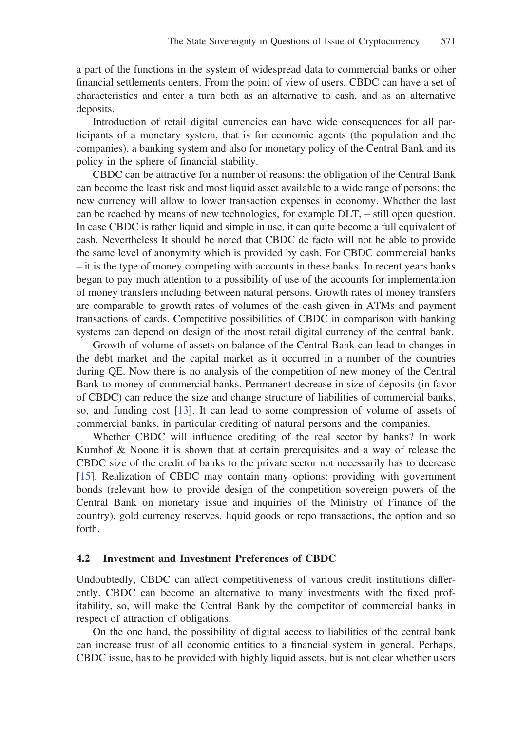a part of the functions in the system of widespread data to commercial banks or other financial settlements centers. From the point of view of users, CBDC can have a set of characteristics and enter a turn both as an alternative to cash, and as an alternative deposits.

Introduction of retail digital currencies can have wide consequences for all participants of a monetary system, that is for economic agents (the population and the companies), a banking system and also for monetary policy of the Central Bank and its policy in the sphere of financial stability.

CBDC can be attractive for a number of reasons: the obligation of the Central Bank can become the least risk and most liquid asset available to a wide range of persons; the new currency will allow to lower transaction expenses in economy. Whether the last can be reached by means of new technologies, for example DLT, – still open question. In case CBDC is rather liquid and simple in use, it can quite become a full equivalent of cash. Nevertheless It should be noted that CBDC de facto will not be able to provide the same level of anonymity which is provided by cash. For CBDC commercial banks – it is the type of money competing with accounts in these banks. In recent years banks began to pay much attention to a possibility of use of the accounts for implementation of money transfers including between natural persons. Growth rates of money transfers are comparable to growth rates of volumes of the cash given in ATMs and payment transactions of cards. Competitive possibilities of CBDC in comparison with banking systems can depend on design of the most retail digital currency of the central bank.

Growth of volume of assets on balance of the Central Bank can lead to changes in the debt market and the capital market as it occurred in a number of the countries during QE. Now there is no analysis of the competition of new money of the Central Bank to money of commercial banks. Permanent decrease in size of deposits (in favor of CBDC) can reduce the size and change structure of liabilities of commercial banks, so, and funding cost [13]. It can lead to some compression of volume of assets of commercial banks, in particular crediting of natural persons and the companies.

Whether CBDC will influence crediting of the real sector by banks? In work Kumhof & Noone it is shown that at certain prerequisites and a way of release the CBDC size of the credit of banks to the private sector not necessarily has to decrease [15]. Realization of CBDC may contain many options: providing with government bonds (relevant how to provide design of the competition sovereign powers of the Central Bank on monetary issue and inquiries of the Ministry of Finance of the country), gold currency reserves, liquid goods or repo transactions, the option and so forth.

### 4.2 Investment and Investment Preferences of CBDC

Undoubtedly, CBDC can affect competitiveness of various credit institutions differently. CBDC can become an alternative to many investments with the fixed profitability, so, will make the Central Bank by the competitor of commercial banks in respect of attraction of obligations.

On the one hand, the possibility of digital access to liabilities of the central bank can increase trust of all economic entities to a financial system in general. Perhaps, CBDC issue, has to be provided with highly liquid assets, but is not clear whether users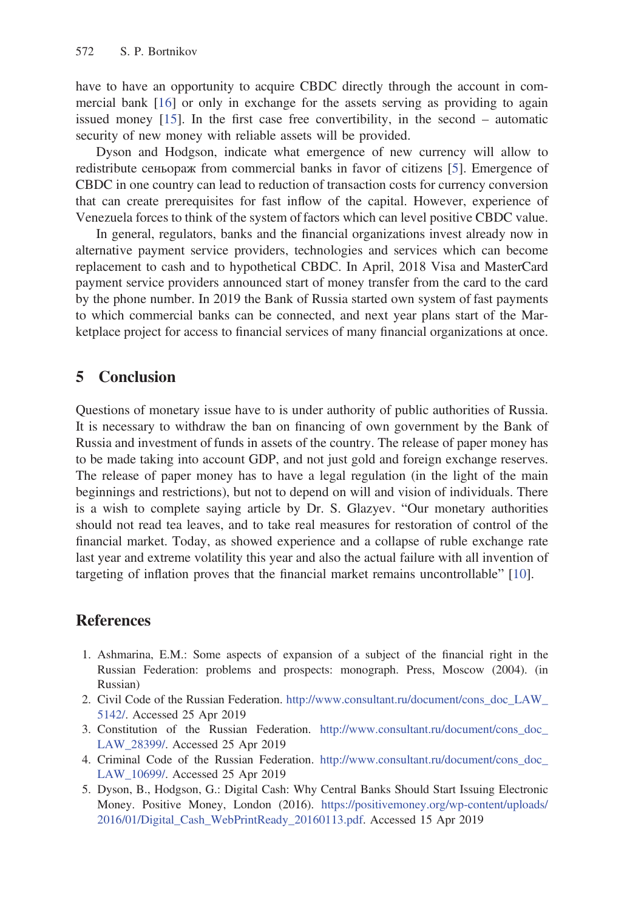have to have an opportunity to acquire CBDC directly through the account in commercial bank [16] or only in exchange for the assets serving as providing to again issued money [15]. In the first case free convertibility, in the second – automatic security of new money with reliable assets will be provided.

Dyson and Hodgson, indicate what emergence of new currency will allow to redistribute сеньораж from commercial banks in favor of citizens [5]. Emergence of CBDC in one country can lead to reduction of transaction costs for currency conversion that can create prerequisites for fast inflow of the capital. However, experience of Venezuela forces to think of the system of factors which can level positive CBDC value.

In general, regulators, banks and the financial organizations invest already now in alternative payment service providers, technologies and services which can become replacement to cash and to hypothetical CBDC. In April, 2018 Visa and MasterCard payment service providers announced start of money transfer from the card to the card by the phone number. In 2019 the Bank of Russia started own system of fast payments to which commercial banks can be connected, and next year plans start of the Marketplace project for access to financial services of many financial organizations at once.

## 5 Conclusion

Questions of monetary issue have to is under authority of public authorities of Russia. It is necessary to withdraw the ban on financing of own government by the Bank of Russia and investment of funds in assets of the country. The release of paper money has to be made taking into account GDP, and not just gold and foreign exchange reserves. The release of paper money has to have a legal regulation (in the light of the main beginnings and restrictions), but not to depend on will and vision of individuals. There is a wish to complete saying article by Dr. S. Glazyev. "Our monetary authorities should not read tea leaves, and to take real measures for restoration of control of the financial market. Today, as showed experience and a collapse of ruble exchange rate last year and extreme volatility this year and also the actual failure with all invention of targeting of inflation proves that the financial market remains uncontrollable" [10].

## References

1. Ashmarina, E.M.: Some aspects of expansion of a subject of the financial right in the Russian Federation: problems and prospects: monograph. Press, Moscow (2004). (in Russian)
2. Civil Code of the Russian Federation. http://www.consultant.ru/document/cons_doc_LAW_5142/. Accessed 25 Apr 2019
3. Constitution of the Russian Federation. http://www.consultant.ru/document/cons_doc_LAW_28399/. Accessed 25 Apr 2019
4. Criminal Code of the Russian Federation. http://www.consultant.ru/document/cons_doc_LAW_10699/. Accessed 25 Apr 2019
5. Dyson, B., Hodgson, G.: Digital Cash: Why Central Banks Should Start Issuing Electronic Money. Positive Money, London (2016). https://positivemoney.org/wp-content/uploads/2016/01/Digital_Cash_WebPrintReady_20160113.pdf. Accessed 15 Apr 2019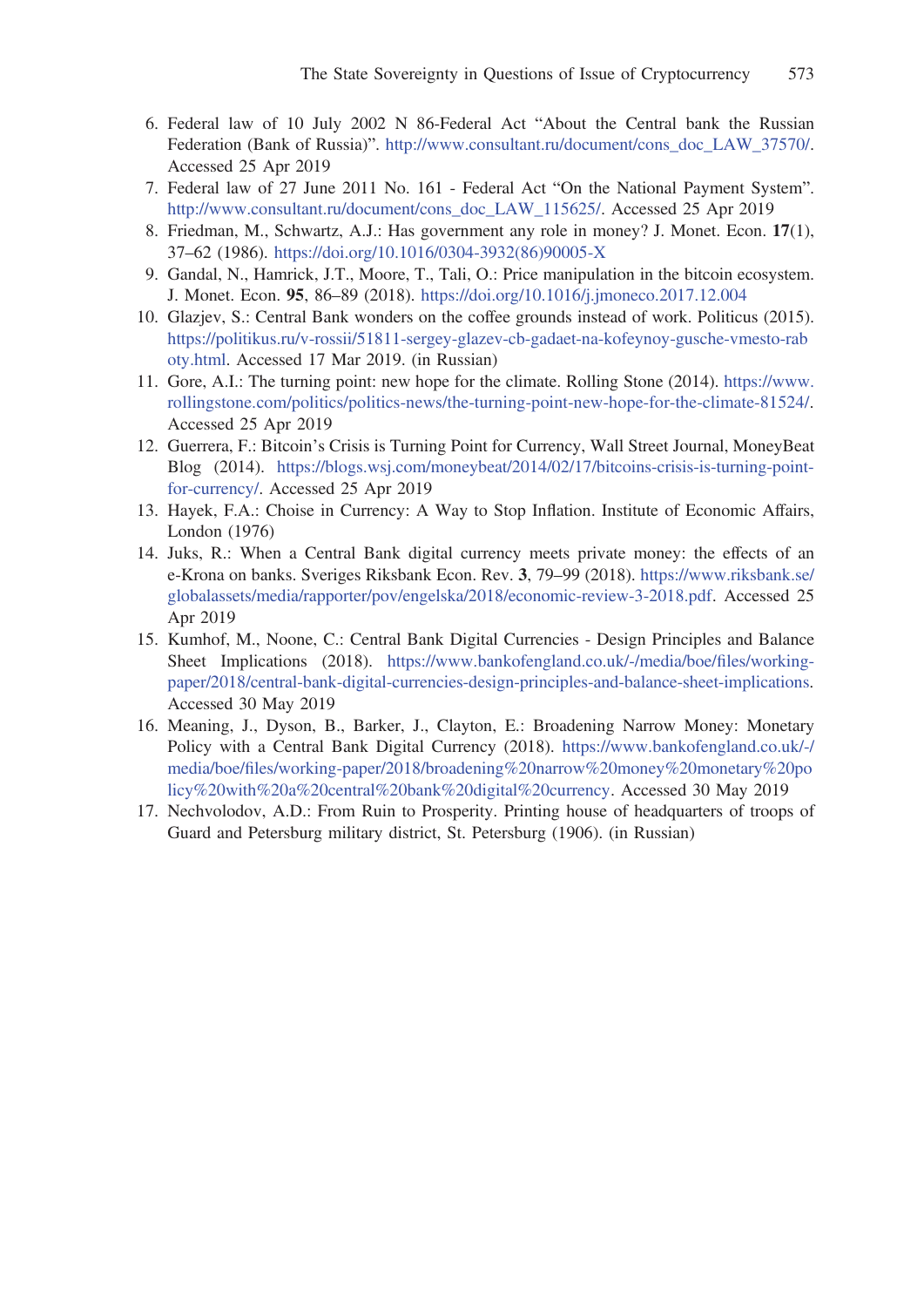6. Federal law of 10 July 2002 N 86-Federal Act “About the Central bank the Russian Federation (Bank of Russia)”. http://www.consultant.ru/document/cons_doc_LAW_37570/. Accessed 25 Apr 2019
7. Federal law of 27 June 2011 No. 161 - Federal Act “On the National Payment System”. http://www.consultant.ru/document/cons_doc_LAW_115625/. Accessed 25 Apr 2019
8. Friedman, M., Schwartz, A.J.: Has government any role in money? J. Monet. Econ. **17**(1), 37–62 (1986). https://doi.org/10.1016/0304-3932(86)90005-X
9. Gandal, N., Hamrick, J.T., Moore, T., Tali, O.: Price manipulation in the bitcoin ecosystem. J. Monet. Econ. **95**, 86–89 (2018). https://doi.org/10.1016/j.jmoneco.2017.12.004
10. Glazjev, S.: Central Bank wonders on the coffee grounds instead of work. Politicus (2015). https://politikus.ru/v-rossii/51811-sergey-glazev-cb-gadaet-na-kofeynoy-gusche-vmesto-raboty.html. Accessed 17 Mar 2019. (in Russian)
11. Gore, A.I.: The turning point: new hope for the climate. Rolling Stone (2014). https://www.rollingstone.com/politics/politics-news/the-turning-point-new-hope-for-the-climate-81524/. Accessed 25 Apr 2019
12. Guerrera, F.: Bitcoin’s Crisis is Turning Point for Currency, Wall Street Journal, MoneyBeat Blog (2014). https://blogs.wsj.com/moneybeat/2014/02/17/bitcoins-crisis-is-turning-point-for-currency/. Accessed 25 Apr 2019
13. Hayek, F.A.: Choise in Currency: A Way to Stop Inflation. Institute of Economic Affairs, London (1976)
14. Juks, R.: When a Central Bank digital currency meets private money: the effects of an e-Krona on banks. Sveriges Riksbank Econ. Rev. **3**, 79–99 (2018). https://www.riksbank.se/globalassets/media/rapporter/pov/engelska/2018/economic-review-3-2018.pdf. Accessed 25 Apr 2019
15. Kumhof, M., Noone, C.: Central Bank Digital Currencies - Design Principles and Balance Sheet Implications (2018). https://www.bankofengland.co.uk/-/media/boe/files/working-paper/2018/central-bank-digital-currencies-design-principles-and-balance-sheet-implications. Accessed 30 May 2019
16. Meaning, J., Dyson, B., Barker, J., Clayton, E.: Broadening Narrow Money: Monetary Policy with a Central Bank Digital Currency (2018). https://www.bankofengland.co.uk/-/media/boe/files/working-paper/2018/broadening%20narrow%20money%20monetary%20policy%20with%20a%20central%20bank%20digital%20currency. Accessed 30 May 2019
17. Nechvolodov, A.D.: From Ruin to Prosperity. Printing house of headquarters of troops of Guard and Petersburg military district, St. Petersburg (1906). (in Russian)